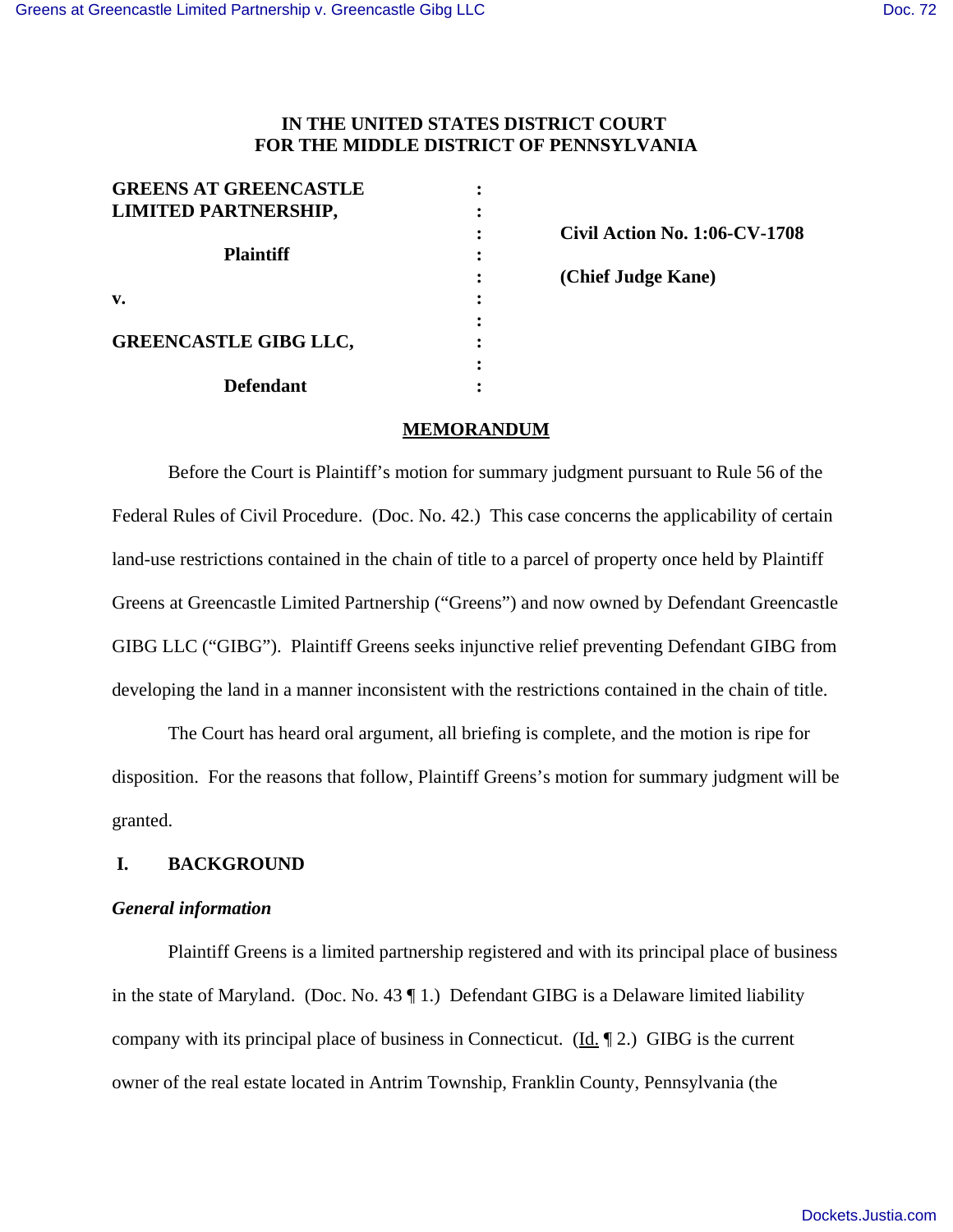**IN THE UNITED STATES DISTRICT COURT**
**FOR THE MIDDLE DISTRICT OF PENNSYLVANIA**

| | | |
|---|---|---|
| **GREENS AT GREENCASTLE LIMITED PARTNERSHIP,** | : | |
| **Plaintiff** | : | **Civil Action No. 1:06-CV-1708** |
| **v.** | : | **(Chief Judge Kane)** |
| **GREENCASTLE GIBG LLC,** | : | |
| **Defendant** | : | |

## MEMORANDUM

Before the Court is Plaintiff's motion for summary judgment pursuant to Rule 56 of the Federal Rules of Civil Procedure. (Doc. No. 42.) This case concerns the applicability of certain land-use restrictions contained in the chain of title to a parcel of property once held by Plaintiff Greens at Greencastle Limited Partnership ("Greens") and now owned by Defendant Greencastle GIBG LLC ("GIBG"). Plaintiff Greens seeks injunctive relief preventing Defendant GIBG from developing the land in a manner inconsistent with the restrictions contained in the chain of title.

The Court has heard oral argument, all briefing is complete, and the motion is ripe for disposition. For the reasons that follow, Plaintiff Greens's motion for summary judgment will be granted.

## I. BACKGROUND

### *General information*

Plaintiff Greens is a limited partnership registered and with its principal place of business in the state of Maryland. (Doc. No. 43 ¶ 1.) Defendant GIBG is a Delaware limited liability company with its principal place of business in Connecticut. (Id. ¶ 2.) GIBG is the current owner of the real estate located in Antrim Township, Franklin County, Pennsylvania (the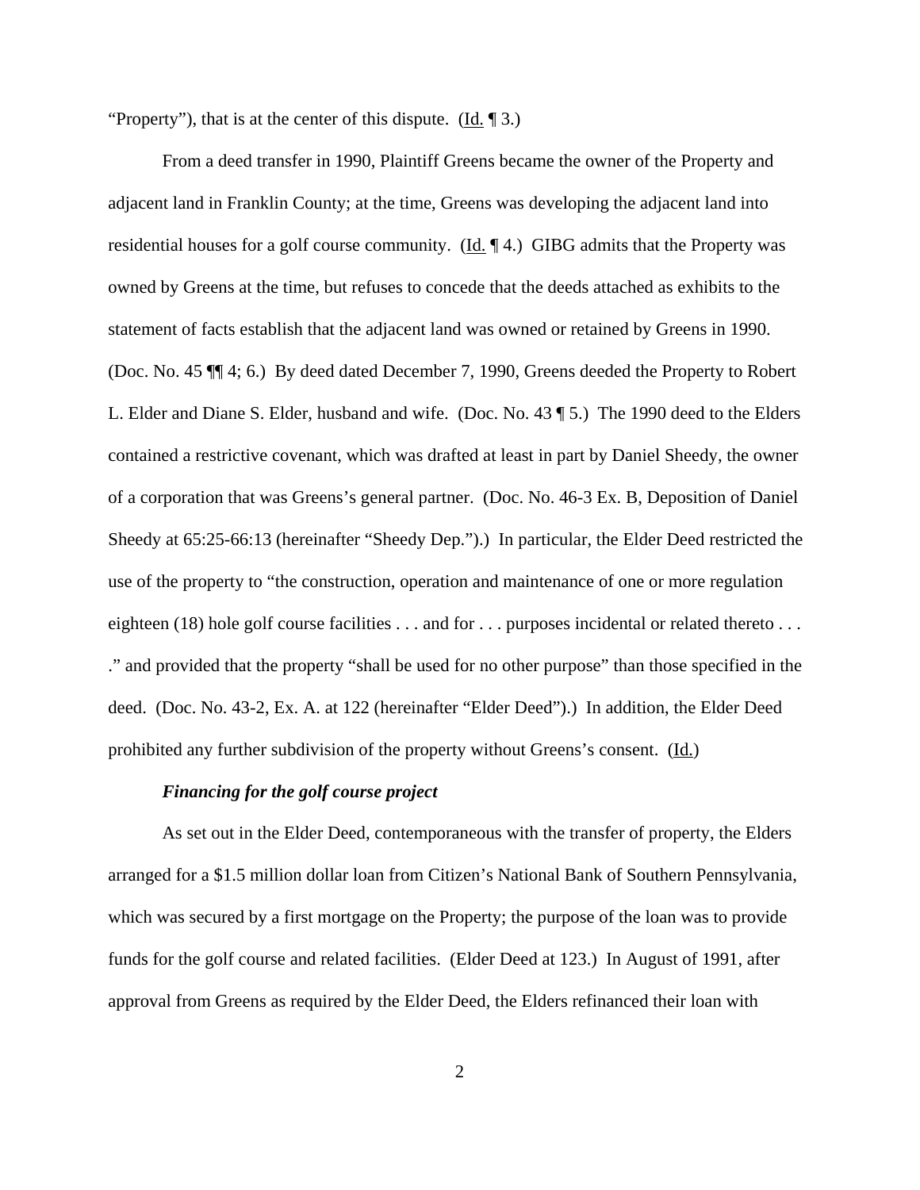"Property"), that is at the center of this dispute. (Id. ¶ 3.)

From a deed transfer in 1990, Plaintiff Greens became the owner of the Property and adjacent land in Franklin County; at the time, Greens was developing the adjacent land into residential houses for a golf course community. (Id. ¶ 4.) GIBG admits that the Property was owned by Greens at the time, but refuses to concede that the deeds attached as exhibits to the statement of facts establish that the adjacent land was owned or retained by Greens in 1990. (Doc. No. 45 ¶¶ 4; 6.) By deed dated December 7, 1990, Greens deeded the Property to Robert L. Elder and Diane S. Elder, husband and wife. (Doc. No. 43 ¶ 5.) The 1990 deed to the Elders contained a restrictive covenant, which was drafted at least in part by Daniel Sheedy, the owner of a corporation that was Greens's general partner. (Doc. No. 46-3 Ex. B, Deposition of Daniel Sheedy at 65:25-66:13 (hereinafter "Sheedy Dep.").) In particular, the Elder Deed restricted the use of the property to "the construction, operation and maintenance of one or more regulation eighteen (18) hole golf course facilities . . . and for . . . purposes incidental or related thereto . . . ." and provided that the property "shall be used for no other purpose" than those specified in the deed. (Doc. No. 43-2, Ex. A. at 122 (hereinafter "Elder Deed").) In addition, the Elder Deed prohibited any further subdivision of the property without Greens's consent. (Id.)

***Financing for the golf course project***

As set out in the Elder Deed, contemporaneous with the transfer of property, the Elders arranged for a $1.5 million dollar loan from Citizen's National Bank of Southern Pennsylvania, which was secured by a first mortgage on the Property; the purpose of the loan was to provide funds for the golf course and related facilities. (Elder Deed at 123.) In August of 1991, after approval from Greens as required by the Elder Deed, the Elders refinanced their loan with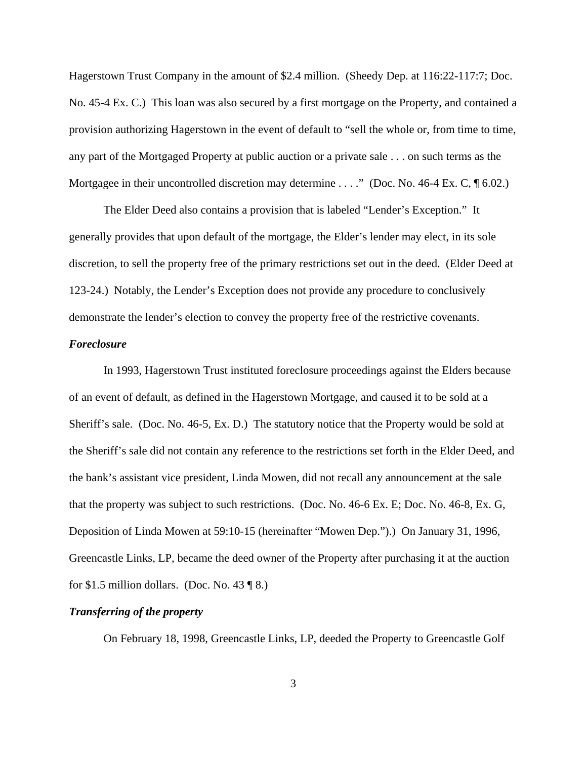Hagerstown Trust Company in the amount of $2.4 million. (Sheedy Dep. at 116:22-117:7; Doc. No. 45-4 Ex. C.) This loan was also secured by a first mortgage on the Property, and contained a provision authorizing Hagerstown in the event of default to "sell the whole or, from time to time, any part of the Mortgaged Property at public auction or a private sale . . . on such terms as the Mortgagee in their uncontrolled discretion may determine . . . ." (Doc. No. 46-4 Ex. C, ¶ 6.02.)

The Elder Deed also contains a provision that is labeled "Lender's Exception." It generally provides that upon default of the mortgage, the Elder's lender may elect, in its sole discretion, to sell the property free of the primary restrictions set out in the deed. (Elder Deed at 123-24.) Notably, the Lender's Exception does not provide any procedure to conclusively demonstrate the lender's election to convey the property free of the restrictive covenants.

***Foreclosure***

In 1993, Hagerstown Trust instituted foreclosure proceedings against the Elders because of an event of default, as defined in the Hagerstown Mortgage, and caused it to be sold at a Sheriff's sale. (Doc. No. 46-5, Ex. D.) The statutory notice that the Property would be sold at the Sheriff's sale did not contain any reference to the restrictions set forth in the Elder Deed, and the bank's assistant vice president, Linda Mowen, did not recall any announcement at the sale that the property was subject to such restrictions. (Doc. No. 46-6 Ex. E; Doc. No. 46-8, Ex. G, Deposition of Linda Mowen at 59:10-15 (hereinafter "Mowen Dep.").) On January 31, 1996, Greencastle Links, LP, became the deed owner of the Property after purchasing it at the auction for $1.5 million dollars. (Doc. No. 43 ¶ 8.)

***Transferring of the property***

On February 18, 1998, Greencastle Links, LP, deeded the Property to Greencastle Golf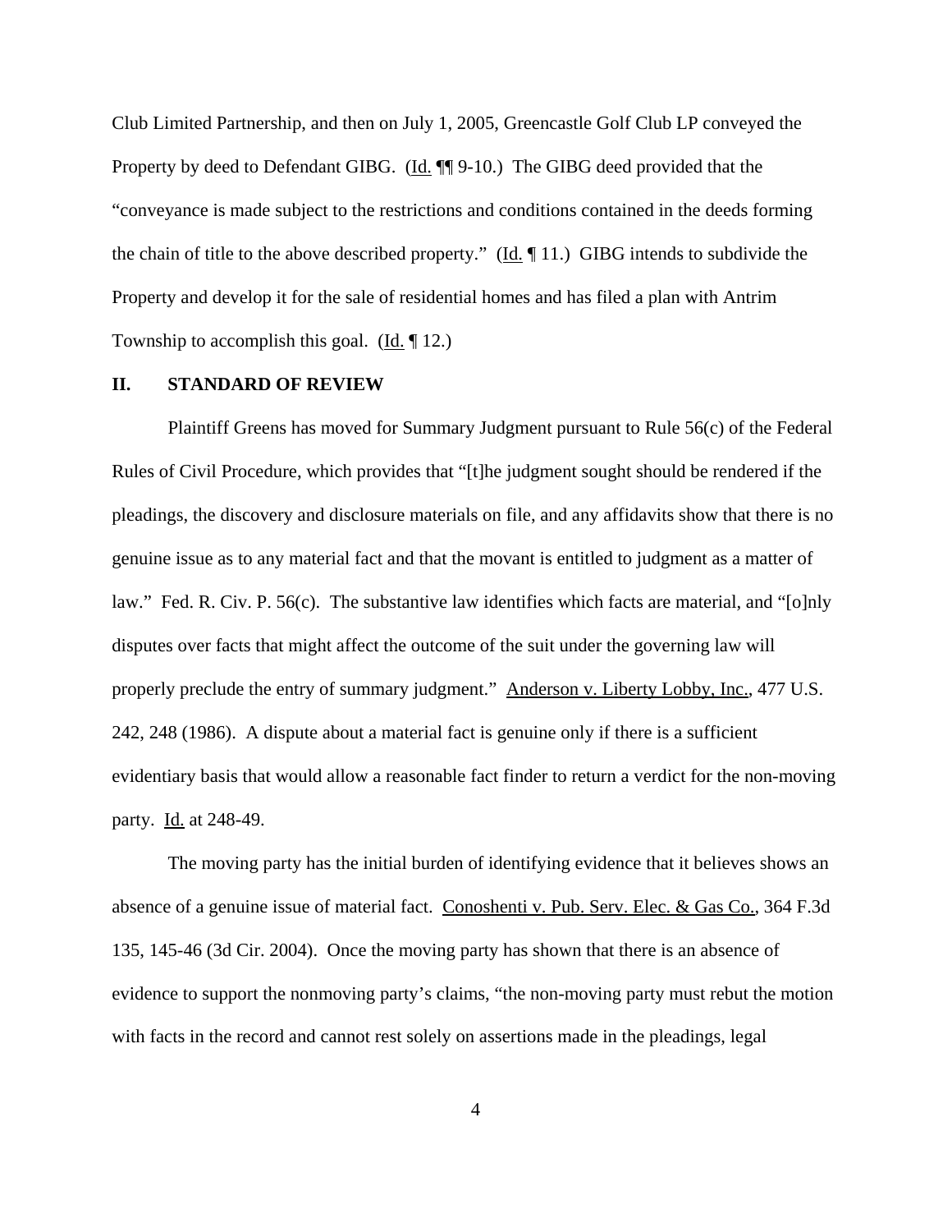Club Limited Partnership, and then on July 1, 2005, Greencastle Golf Club LP conveyed the Property by deed to Defendant GIBG. (Id. ¶¶ 9-10.) The GIBG deed provided that the "conveyance is made subject to the restrictions and conditions contained in the deeds forming the chain of title to the above described property." (Id. ¶ 11.) GIBG intends to subdivide the Property and develop it for the sale of residential homes and has filed a plan with Antrim Township to accomplish this goal. (Id. ¶ 12.)

## II. STANDARD OF REVIEW

Plaintiff Greens has moved for Summary Judgment pursuant to Rule 56(c) of the Federal Rules of Civil Procedure, which provides that "[t]he judgment sought should be rendered if the pleadings, the discovery and disclosure materials on file, and any affidavits show that there is no genuine issue as to any material fact and that the movant is entitled to judgment as a matter of law." Fed. R. Civ. P. 56(c). The substantive law identifies which facts are material, and "[o]nly disputes over facts that might affect the outcome of the suit under the governing law will properly preclude the entry of summary judgment." Anderson v. Liberty Lobby, Inc., 477 U.S. 242, 248 (1986). A dispute about a material fact is genuine only if there is a sufficient evidentiary basis that would allow a reasonable fact finder to return a verdict for the non-moving party. Id. at 248-49.

The moving party has the initial burden of identifying evidence that it believes shows an absence of a genuine issue of material fact. Conoshenti v. Pub. Serv. Elec. & Gas Co., 364 F.3d 135, 145-46 (3d Cir. 2004). Once the moving party has shown that there is an absence of evidence to support the nonmoving party's claims, "the non-moving party must rebut the motion with facts in the record and cannot rest solely on assertions made in the pleadings, legal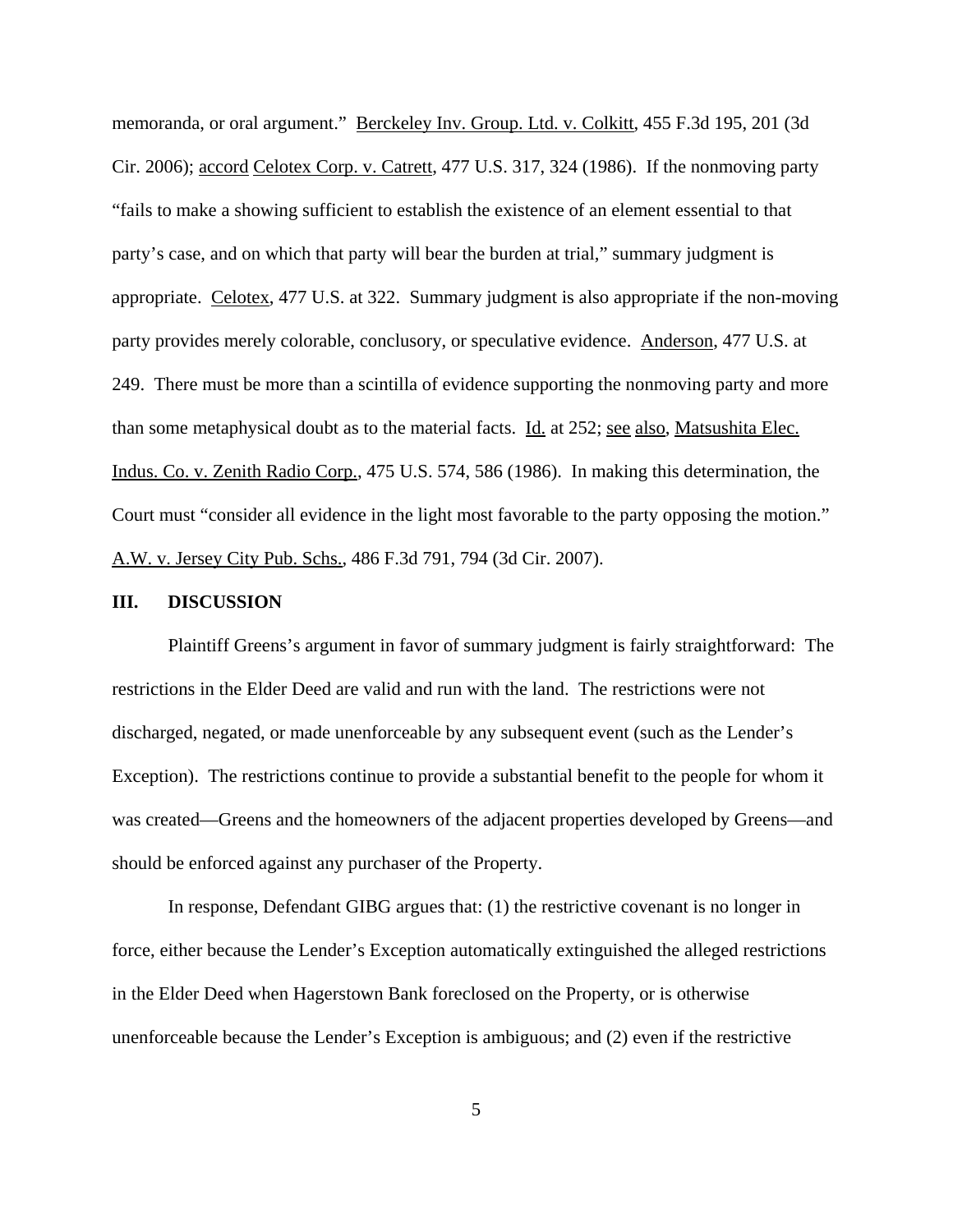memoranda, or oral argument." Berckeley Inv. Group. Ltd. v. Colkitt, 455 F.3d 195, 201 (3d Cir. 2006); accord Celotex Corp. v. Catrett, 477 U.S. 317, 324 (1986). If the nonmoving party "fails to make a showing sufficient to establish the existence of an element essential to that party's case, and on which that party will bear the burden at trial," summary judgment is appropriate. Celotex, 477 U.S. at 322. Summary judgment is also appropriate if the non-moving party provides merely colorable, conclusory, or speculative evidence. Anderson, 477 U.S. at 249. There must be more than a scintilla of evidence supporting the nonmoving party and more than some metaphysical doubt as to the material facts. Id. at 252; see also, Matsushita Elec. Indus. Co. v. Zenith Radio Corp., 475 U.S. 574, 586 (1986). In making this determination, the Court must "consider all evidence in the light most favorable to the party opposing the motion." A.W. v. Jersey City Pub. Schs., 486 F.3d 791, 794 (3d Cir. 2007).

## III. DISCUSSION

Plaintiff Greens's argument in favor of summary judgment is fairly straightforward: The restrictions in the Elder Deed are valid and run with the land. The restrictions were not discharged, negated, or made unenforceable by any subsequent event (such as the Lender's Exception). The restrictions continue to provide a substantial benefit to the people for whom it was created—Greens and the homeowners of the adjacent properties developed by Greens—and should be enforced against any purchaser of the Property.

In response, Defendant GIBG argues that: (1) the restrictive covenant is no longer in force, either because the Lender's Exception automatically extinguished the alleged restrictions in the Elder Deed when Hagerstown Bank foreclosed on the Property, or is otherwise unenforceable because the Lender's Exception is ambiguous; and (2) even if the restrictive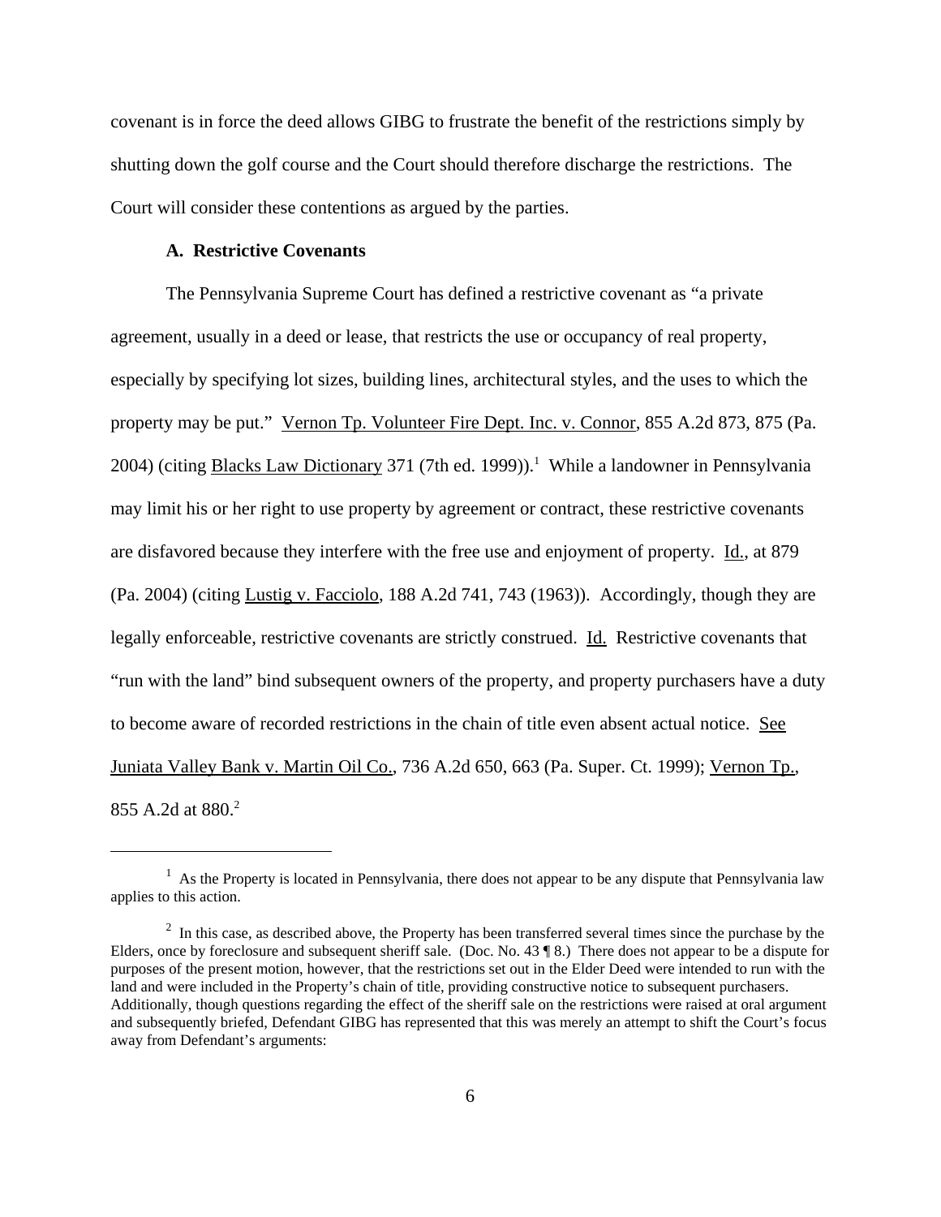covenant is in force the deed allows GIBG to frustrate the benefit of the restrictions simply by shutting down the golf course and the Court should therefore discharge the restrictions. The Court will consider these contentions as argued by the parties.

**A. Restrictive Covenants**

The Pennsylvania Supreme Court has defined a restrictive covenant as "a private agreement, usually in a deed or lease, that restricts the use or occupancy of real property, especially by specifying lot sizes, building lines, architectural styles, and the uses to which the property may be put." Vernon Tp. Volunteer Fire Dept. Inc. v. Connor, 855 A.2d 873, 875 (Pa. 2004) (citing Blacks Law Dictionary 371 (7th ed. 1999)).[1] While a landowner in Pennsylvania may limit his or her right to use property by agreement or contract, these restrictive covenants are disfavored because they interfere with the free use and enjoyment of property. Id., at 879 (Pa. 2004) (citing Lustig v. Facciolo, 188 A.2d 741, 743 (1963)). Accordingly, though they are legally enforceable, restrictive covenants are strictly construed. Id. Restrictive covenants that "run with the land" bind subsequent owners of the property, and property purchasers have a duty to become aware of recorded restrictions in the chain of title even absent actual notice. See Juniata Valley Bank v. Martin Oil Co., 736 A.2d 650, 663 (Pa. Super. Ct. 1999); Vernon Tp., 855 A.2d at 880.[2]

---

[1] As the Property is located in Pennsylvania, there does not appear to be any dispute that Pennsylvania law applies to this action.

[2] In this case, as described above, the Property has been transferred several times since the purchase by the Elders, once by foreclosure and subsequent sheriff sale. (Doc. No. 43 ¶ 8.) There does not appear to be a dispute for purposes of the present motion, however, that the restrictions set out in the Elder Deed were intended to run with the land and were included in the Property's chain of title, providing constructive notice to subsequent purchasers. Additionally, though questions regarding the effect of the sheriff sale on the restrictions were raised at oral argument and subsequently briefed, Defendant GIBG has represented that this was merely an attempt to shift the Court's focus away from Defendant's arguments: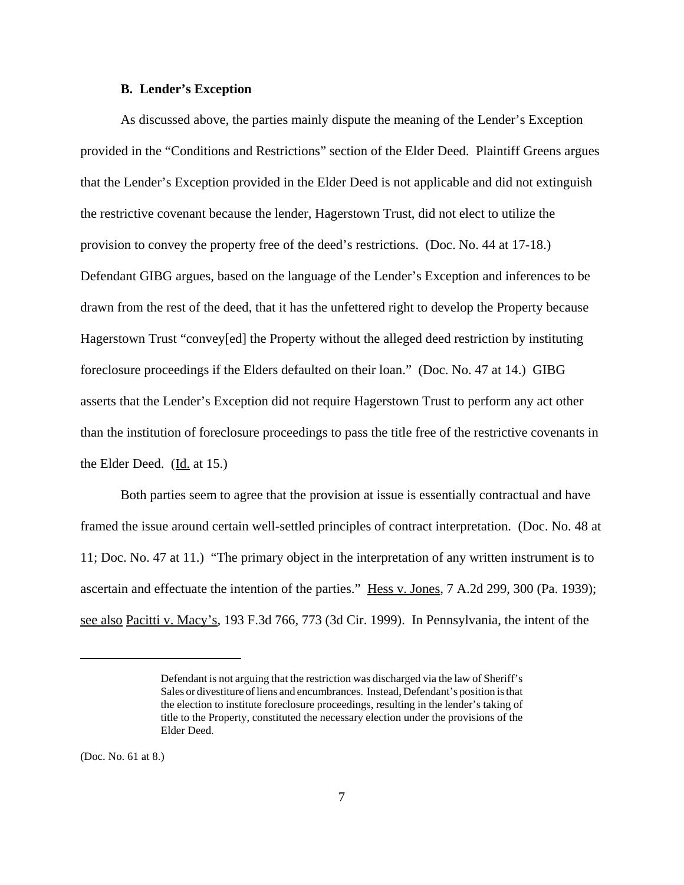### B. Lender's Exception

As discussed above, the parties mainly dispute the meaning of the Lender's Exception provided in the "Conditions and Restrictions" section of the Elder Deed. Plaintiff Greens argues that the Lender's Exception provided in the Elder Deed is not applicable and did not extinguish the restrictive covenant because the lender, Hagerstown Trust, did not elect to utilize the provision to convey the property free of the deed's restrictions. (Doc. No. 44 at 17-18.) Defendant GIBG argues, based on the language of the Lender's Exception and inferences to be drawn from the rest of the deed, that it has the unfettered right to develop the Property because Hagerstown Trust "convey[ed] the Property without the alleged deed restriction by instituting foreclosure proceedings if the Elders defaulted on their loan." (Doc. No. 47 at 14.) GIBG asserts that the Lender's Exception did not require Hagerstown Trust to perform any act other than the institution of foreclosure proceedings to pass the title free of the restrictive covenants in the Elder Deed. (Id. at 15.)

Both parties seem to agree that the provision at issue is essentially contractual and have framed the issue around certain well-settled principles of contract interpretation. (Doc. No. 48 at 11; Doc. No. 47 at 11.) "The primary object in the interpretation of any written instrument is to ascertain and effectuate the intention of the parties." Hess v. Jones, 7 A.2d 299, 300 (Pa. 1939); see also Pacitti v. Macy's, 193 F.3d 766, 773 (3d Cir. 1999). In Pennsylvania, the intent of the

---

> Defendant is not arguing that the restriction was discharged via the law of Sheriff's Sales or divestiture of liens and encumbrances. Instead, Defendant's position is that the election to institute foreclosure proceedings, resulting in the lender's taking of title to the Property, constituted the necessary election under the provisions of the Elder Deed.

(Doc. No. 61 at 8.)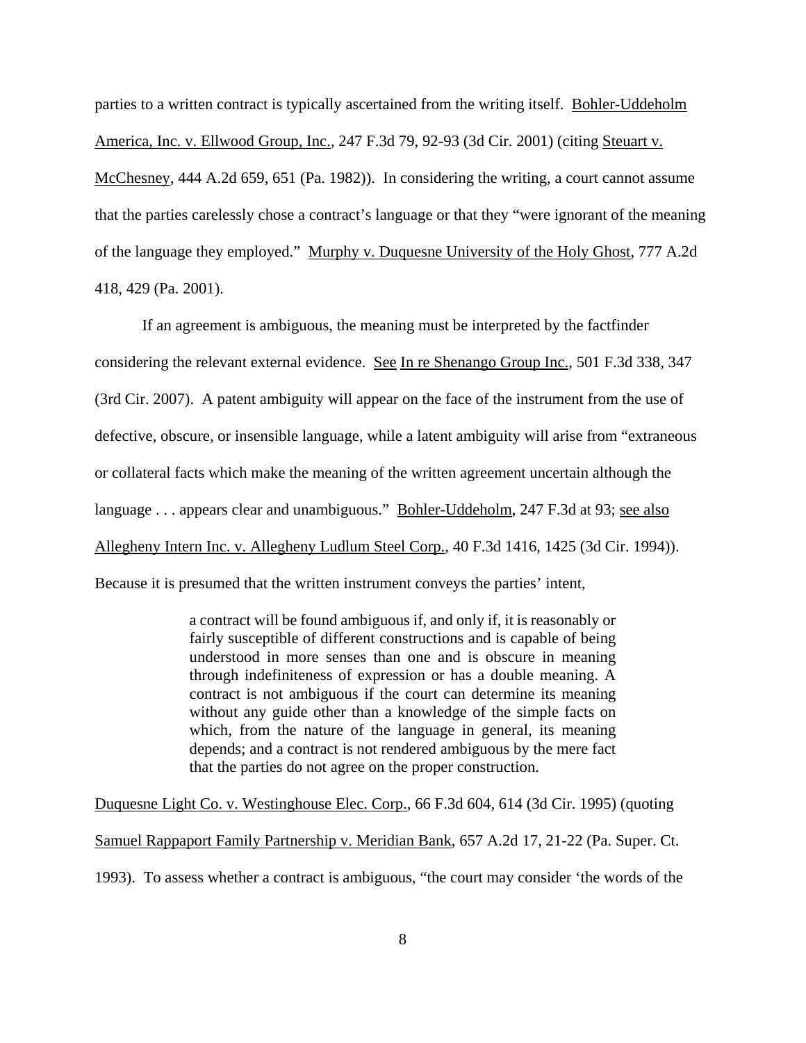parties to a written contract is typically ascertained from the writing itself. Bohler-Uddeholm America, Inc. v. Ellwood Group, Inc., 247 F.3d 79, 92-93 (3d Cir. 2001) (citing Steuart v. McChesney, 444 A.2d 659, 651 (Pa. 1982)). In considering the writing, a court cannot assume that the parties carelessly chose a contract's language or that they "were ignorant of the meaning of the language they employed." Murphy v. Duquesne University of the Holy Ghost, 777 A.2d 418, 429 (Pa. 2001).

If an agreement is ambiguous, the meaning must be interpreted by the factfinder considering the relevant external evidence. See In re Shenango Group Inc., 501 F.3d 338, 347 (3rd Cir. 2007). A patent ambiguity will appear on the face of the instrument from the use of defective, obscure, or insensible language, while a latent ambiguity will arise from "extraneous or collateral facts which make the meaning of the written agreement uncertain although the language . . . appears clear and unambiguous." Bohler-Uddeholm, 247 F.3d at 93; see also Allegheny Intern Inc. v. Allegheny Ludlum Steel Corp., 40 F.3d 1416, 1425 (3d Cir. 1994)). Because it is presumed that the written instrument conveys the parties' intent,

> a contract will be found ambiguous if, and only if, it is reasonably or fairly susceptible of different constructions and is capable of being understood in more senses than one and is obscure in meaning through indefiniteness of expression or has a double meaning. A contract is not ambiguous if the court can determine its meaning without any guide other than a knowledge of the simple facts on which, from the nature of the language in general, its meaning depends; and a contract is not rendered ambiguous by the mere fact that the parties do not agree on the proper construction.

Duquesne Light Co. v. Westinghouse Elec. Corp., 66 F.3d 604, 614 (3d Cir. 1995) (quoting Samuel Rappaport Family Partnership v. Meridian Bank, 657 A.2d 17, 21-22 (Pa. Super. Ct. 1993). To assess whether a contract is ambiguous, "the court may consider 'the words of the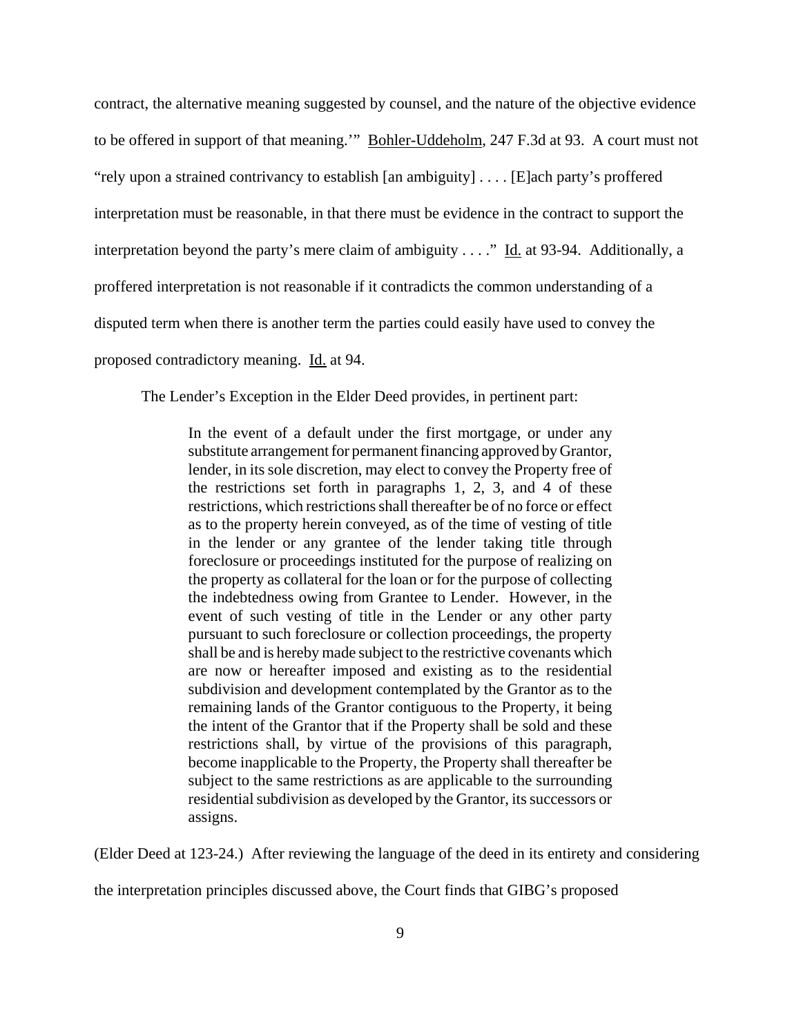contract, the alternative meaning suggested by counsel, and the nature of the objective evidence to be offered in support of that meaning.'" Bohler-Uddeholm, 247 F.3d at 93. A court must not "rely upon a strained contrivancy to establish [an ambiguity] . . . . [E]ach party's proffered interpretation must be reasonable, in that there must be evidence in the contract to support the interpretation beyond the party's mere claim of ambiguity . . . ." Id. at 93-94. Additionally, a proffered interpretation is not reasonable if it contradicts the common understanding of a disputed term when there is another term the parties could easily have used to convey the proposed contradictory meaning. Id. at 94.

The Lender's Exception in the Elder Deed provides, in pertinent part:

> In the event of a default under the first mortgage, or under any substitute arrangement for permanent financing approved by Grantor, lender, in its sole discretion, may elect to convey the Property free of the restrictions set forth in paragraphs 1, 2, 3, and 4 of these restrictions, which restrictions shall thereafter be of no force or effect as to the property herein conveyed, as of the time of vesting of title in the lender or any grantee of the lender taking title through foreclosure or proceedings instituted for the purpose of realizing on the property as collateral for the loan or for the purpose of collecting the indebtedness owing from Grantee to Lender. However, in the event of such vesting of title in the Lender or any other party pursuant to such foreclosure or collection proceedings, the property shall be and is hereby made subject to the restrictive covenants which are now or hereafter imposed and existing as to the residential subdivision and development contemplated by the Grantor as to the remaining lands of the Grantor contiguous to the Property, it being the intent of the Grantor that if the Property shall be sold and these restrictions shall, by virtue of the provisions of this paragraph, become inapplicable to the Property, the Property shall thereafter be subject to the same restrictions as are applicable to the surrounding residential subdivision as developed by the Grantor, its successors or assigns.

(Elder Deed at 123-24.) After reviewing the language of the deed in its entirety and considering the interpretation principles discussed above, the Court finds that GIBG's proposed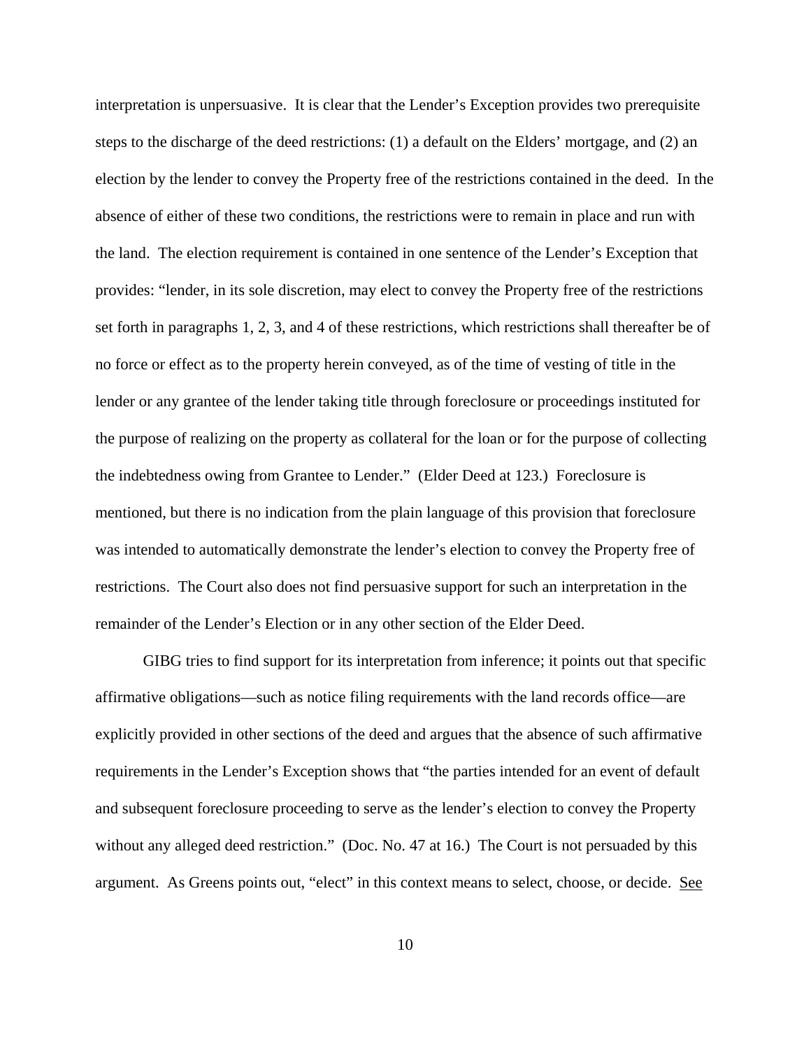interpretation is unpersuasive. It is clear that the Lender's Exception provides two prerequisite steps to the discharge of the deed restrictions: (1) a default on the Elders' mortgage, and (2) an election by the lender to convey the Property free of the restrictions contained in the deed. In the absence of either of these two conditions, the restrictions were to remain in place and run with the land. The election requirement is contained in one sentence of the Lender's Exception that provides: "lender, in its sole discretion, may elect to convey the Property free of the restrictions set forth in paragraphs 1, 2, 3, and 4 of these restrictions, which restrictions shall thereafter be of no force or effect as to the property herein conveyed, as of the time of vesting of title in the lender or any grantee of the lender taking title through foreclosure or proceedings instituted for the purpose of realizing on the property as collateral for the loan or for the purpose of collecting the indebtedness owing from Grantee to Lender." (Elder Deed at 123.) Foreclosure is mentioned, but there is no indication from the plain language of this provision that foreclosure was intended to automatically demonstrate the lender's election to convey the Property free of restrictions. The Court also does not find persuasive support for such an interpretation in the remainder of the Lender's Election or in any other section of the Elder Deed.

GIBG tries to find support for its interpretation from inference; it points out that specific affirmative obligations—such as notice filing requirements with the land records office—are explicitly provided in other sections of the deed and argues that the absence of such affirmative requirements in the Lender's Exception shows that "the parties intended for an event of default and subsequent foreclosure proceeding to serve as the lender's election to convey the Property without any alleged deed restriction." (Doc. No. 47 at 16.) The Court is not persuaded by this argument. As Greens points out, "elect" in this context means to select, choose, or decide. See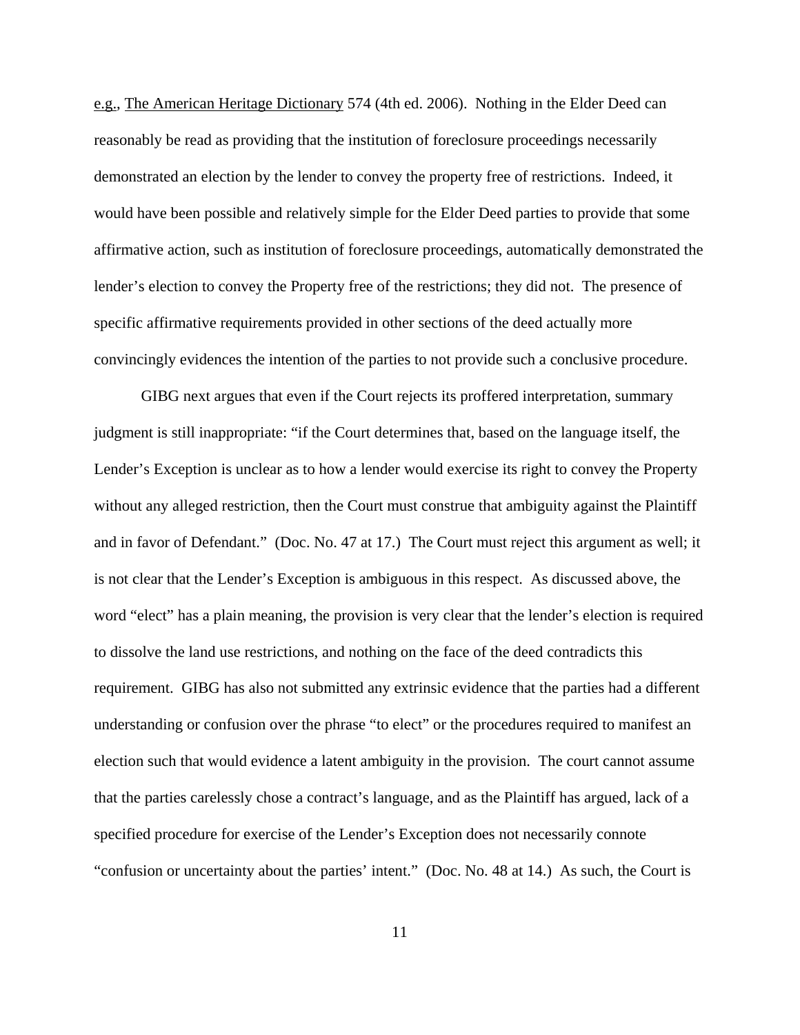e.g., The American Heritage Dictionary 574 (4th ed. 2006). Nothing in the Elder Deed can reasonably be read as providing that the institution of foreclosure proceedings necessarily demonstrated an election by the lender to convey the property free of restrictions. Indeed, it would have been possible and relatively simple for the Elder Deed parties to provide that some affirmative action, such as institution of foreclosure proceedings, automatically demonstrated the lender's election to convey the Property free of the restrictions; they did not. The presence of specific affirmative requirements provided in other sections of the deed actually more convincingly evidences the intention of the parties to not provide such a conclusive procedure.

GIBG next argues that even if the Court rejects its proffered interpretation, summary judgment is still inappropriate: "if the Court determines that, based on the language itself, the Lender's Exception is unclear as to how a lender would exercise its right to convey the Property without any alleged restriction, then the Court must construe that ambiguity against the Plaintiff and in favor of Defendant." (Doc. No. 47 at 17.) The Court must reject this argument as well; it is not clear that the Lender's Exception is ambiguous in this respect. As discussed above, the word "elect" has a plain meaning, the provision is very clear that the lender's election is required to dissolve the land use restrictions, and nothing on the face of the deed contradicts this requirement. GIBG has also not submitted any extrinsic evidence that the parties had a different understanding or confusion over the phrase "to elect" or the procedures required to manifest an election such that would evidence a latent ambiguity in the provision. The court cannot assume that the parties carelessly chose a contract's language, and as the Plaintiff has argued, lack of a specified procedure for exercise of the Lender's Exception does not necessarily connote "confusion or uncertainty about the parties' intent." (Doc. No. 48 at 14.) As such, the Court is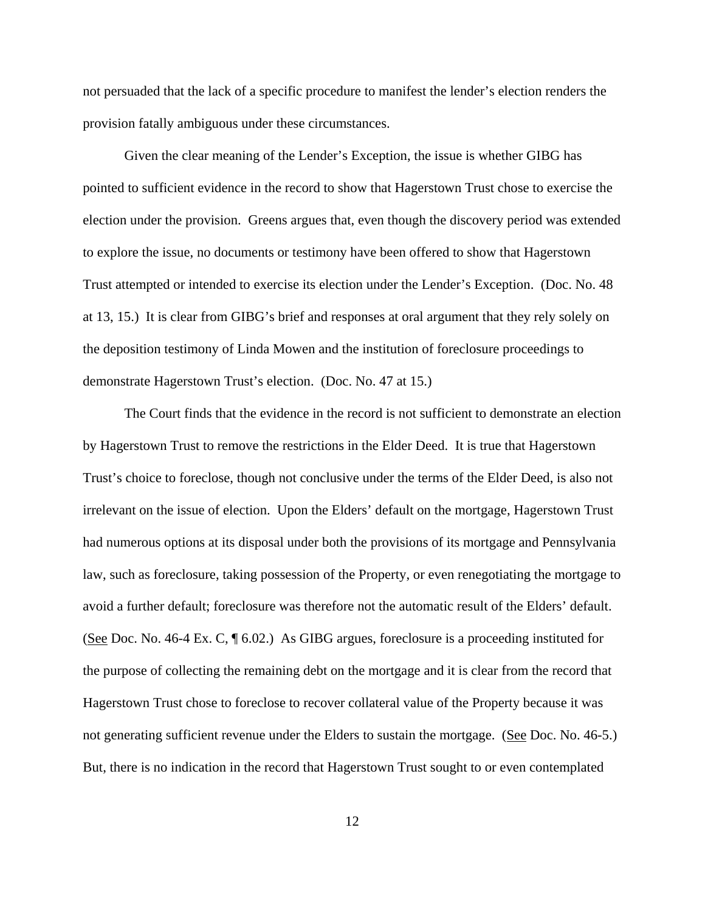not persuaded that the lack of a specific procedure to manifest the lender's election renders the provision fatally ambiguous under these circumstances.

Given the clear meaning of the Lender's Exception, the issue is whether GIBG has pointed to sufficient evidence in the record to show that Hagerstown Trust chose to exercise the election under the provision. Greens argues that, even though the discovery period was extended to explore the issue, no documents or testimony have been offered to show that Hagerstown Trust attempted or intended to exercise its election under the Lender's Exception. (Doc. No. 48 at 13, 15.) It is clear from GIBG's brief and responses at oral argument that they rely solely on the deposition testimony of Linda Mowen and the institution of foreclosure proceedings to demonstrate Hagerstown Trust's election. (Doc. No. 47 at 15.)

The Court finds that the evidence in the record is not sufficient to demonstrate an election by Hagerstown Trust to remove the restrictions in the Elder Deed. It is true that Hagerstown Trust's choice to foreclose, though not conclusive under the terms of the Elder Deed, is also not irrelevant on the issue of election. Upon the Elders' default on the mortgage, Hagerstown Trust had numerous options at its disposal under both the provisions of its mortgage and Pennsylvania law, such as foreclosure, taking possession of the Property, or even renegotiating the mortgage to avoid a further default; foreclosure was therefore not the automatic result of the Elders' default. (See Doc. No. 46-4 Ex. C, ¶ 6.02.) As GIBG argues, foreclosure is a proceeding instituted for the purpose of collecting the remaining debt on the mortgage and it is clear from the record that Hagerstown Trust chose to foreclose to recover collateral value of the Property because it was not generating sufficient revenue under the Elders to sustain the mortgage. (See Doc. No. 46-5.) But, there is no indication in the record that Hagerstown Trust sought to or even contemplated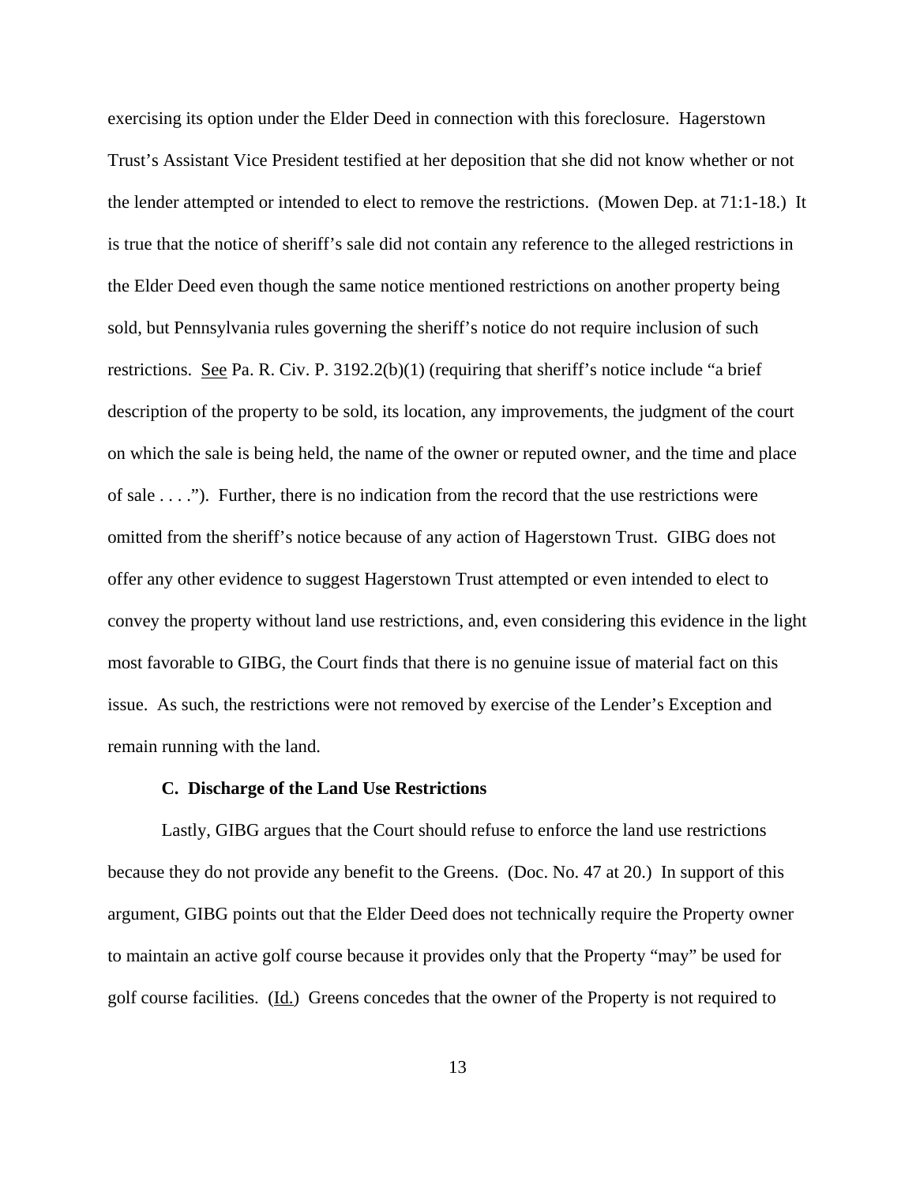exercising its option under the Elder Deed in connection with this foreclosure. Hagerstown Trust's Assistant Vice President testified at her deposition that she did not know whether or not the lender attempted or intended to elect to remove the restrictions. (Mowen Dep. at 71:1-18.) It is true that the notice of sheriff's sale did not contain any reference to the alleged restrictions in the Elder Deed even though the same notice mentioned restrictions on another property being sold, but Pennsylvania rules governing the sheriff's notice do not require inclusion of such restrictions. See Pa. R. Civ. P. 3192.2(b)(1) (requiring that sheriff's notice include "a brief description of the property to be sold, its location, any improvements, the judgment of the court on which the sale is being held, the name of the owner or reputed owner, and the time and place of sale . . . ."). Further, there is no indication from the record that the use restrictions were omitted from the sheriff's notice because of any action of Hagerstown Trust. GIBG does not offer any other evidence to suggest Hagerstown Trust attempted or even intended to elect to convey the property without land use restrictions, and, even considering this evidence in the light most favorable to GIBG, the Court finds that there is no genuine issue of material fact on this issue. As such, the restrictions were not removed by exercise of the Lender's Exception and remain running with the land.

### C. Discharge of the Land Use Restrictions

Lastly, GIBG argues that the Court should refuse to enforce the land use restrictions because they do not provide any benefit to the Greens. (Doc. No. 47 at 20.) In support of this argument, GIBG points out that the Elder Deed does not technically require the Property owner to maintain an active golf course because it provides only that the Property "may" be used for golf course facilities. (Id.) Greens concedes that the owner of the Property is not required to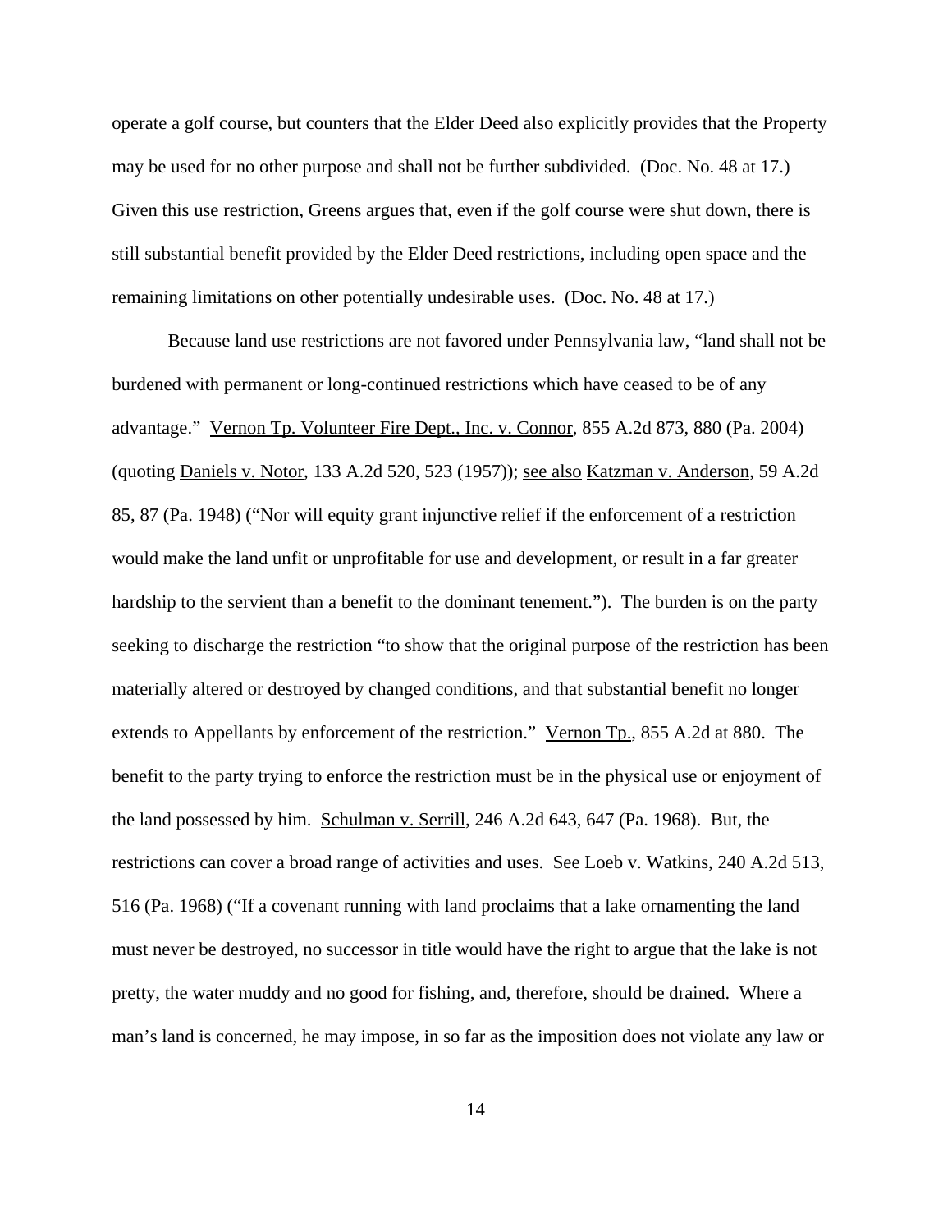operate a golf course, but counters that the Elder Deed also explicitly provides that the Property may be used for no other purpose and shall not be further subdivided. (Doc. No. 48 at 17.) Given this use restriction, Greens argues that, even if the golf course were shut down, there is still substantial benefit provided by the Elder Deed restrictions, including open space and the remaining limitations on other potentially undesirable uses. (Doc. No. 48 at 17.)

Because land use restrictions are not favored under Pennsylvania law, "land shall not be burdened with permanent or long-continued restrictions which have ceased to be of any advantage." Vernon Tp. Volunteer Fire Dept., Inc. v. Connor, 855 A.2d 873, 880 (Pa. 2004) (quoting Daniels v. Notor, 133 A.2d 520, 523 (1957)); see also Katzman v. Anderson, 59 A.2d 85, 87 (Pa. 1948) ("Nor will equity grant injunctive relief if the enforcement of a restriction would make the land unfit or unprofitable for use and development, or result in a far greater hardship to the servient than a benefit to the dominant tenement."). The burden is on the party seeking to discharge the restriction "to show that the original purpose of the restriction has been materially altered or destroyed by changed conditions, and that substantial benefit no longer extends to Appellants by enforcement of the restriction." Vernon Tp., 855 A.2d at 880. The benefit to the party trying to enforce the restriction must be in the physical use or enjoyment of the land possessed by him. Schulman v. Serrill, 246 A.2d 643, 647 (Pa. 1968). But, the restrictions can cover a broad range of activities and uses. See Loeb v. Watkins, 240 A.2d 513, 516 (Pa. 1968) ("If a covenant running with land proclaims that a lake ornamenting the land must never be destroyed, no successor in title would have the right to argue that the lake is not pretty, the water muddy and no good for fishing, and, therefore, should be drained. Where a man's land is concerned, he may impose, in so far as the imposition does not violate any law or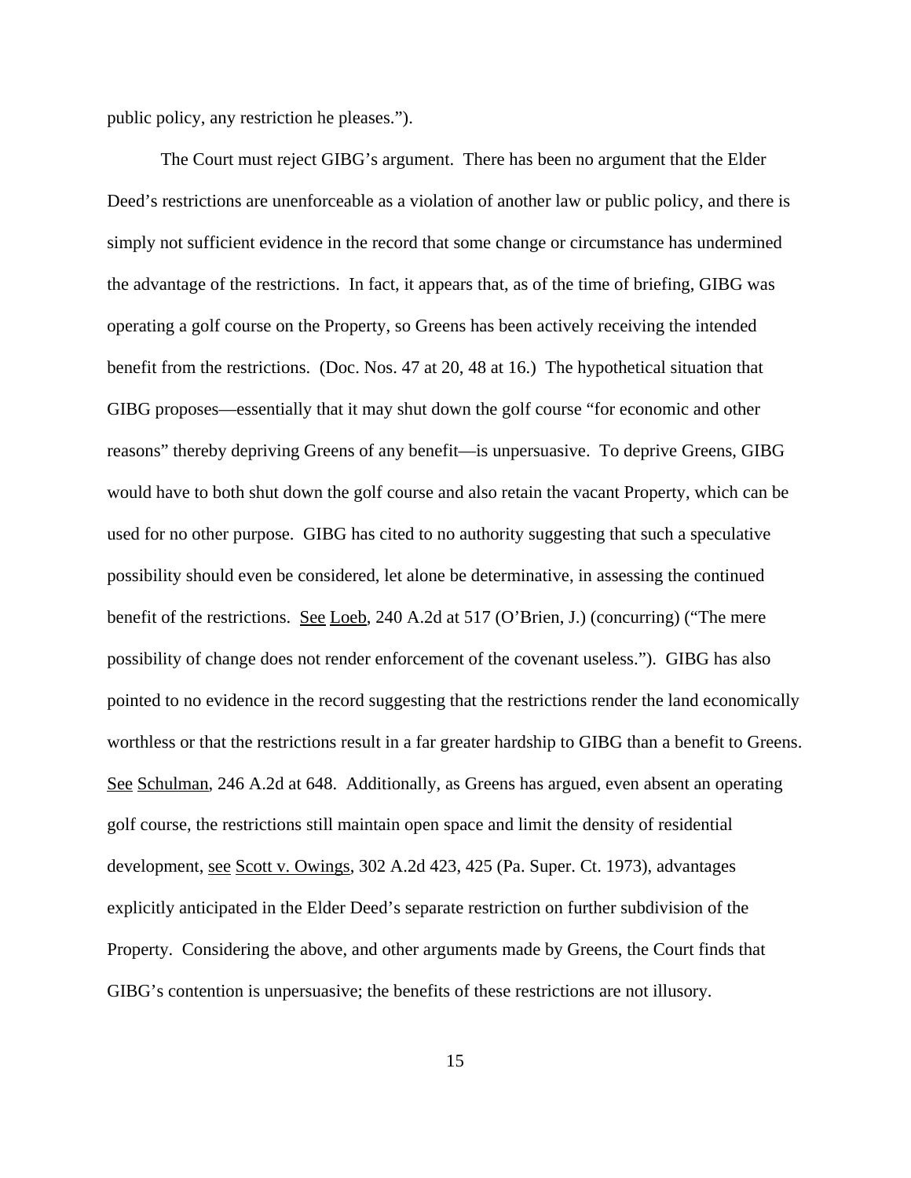public policy, any restriction he pleases.").

The Court must reject GIBG's argument. There has been no argument that the Elder Deed's restrictions are unenforceable as a violation of another law or public policy, and there is simply not sufficient evidence in the record that some change or circumstance has undermined the advantage of the restrictions. In fact, it appears that, as of the time of briefing, GIBG was operating a golf course on the Property, so Greens has been actively receiving the intended benefit from the restrictions. (Doc. Nos. 47 at 20, 48 at 16.) The hypothetical situation that GIBG proposes—essentially that it may shut down the golf course "for economic and other reasons" thereby depriving Greens of any benefit—is unpersuasive. To deprive Greens, GIBG would have to both shut down the golf course and also retain the vacant Property, which can be used for no other purpose. GIBG has cited to no authority suggesting that such a speculative possibility should even be considered, let alone be determinative, in assessing the continued benefit of the restrictions. See Loeb, 240 A.2d at 517 (O'Brien, J.) (concurring) ("The mere possibility of change does not render enforcement of the covenant useless."). GIBG has also pointed to no evidence in the record suggesting that the restrictions render the land economically worthless or that the restrictions result in a far greater hardship to GIBG than a benefit to Greens. See Schulman, 246 A.2d at 648. Additionally, as Greens has argued, even absent an operating golf course, the restrictions still maintain open space and limit the density of residential development, see Scott v. Owings, 302 A.2d 423, 425 (Pa. Super. Ct. 1973), advantages explicitly anticipated in the Elder Deed's separate restriction on further subdivision of the Property. Considering the above, and other arguments made by Greens, the Court finds that GIBG's contention is unpersuasive; the benefits of these restrictions are not illusory.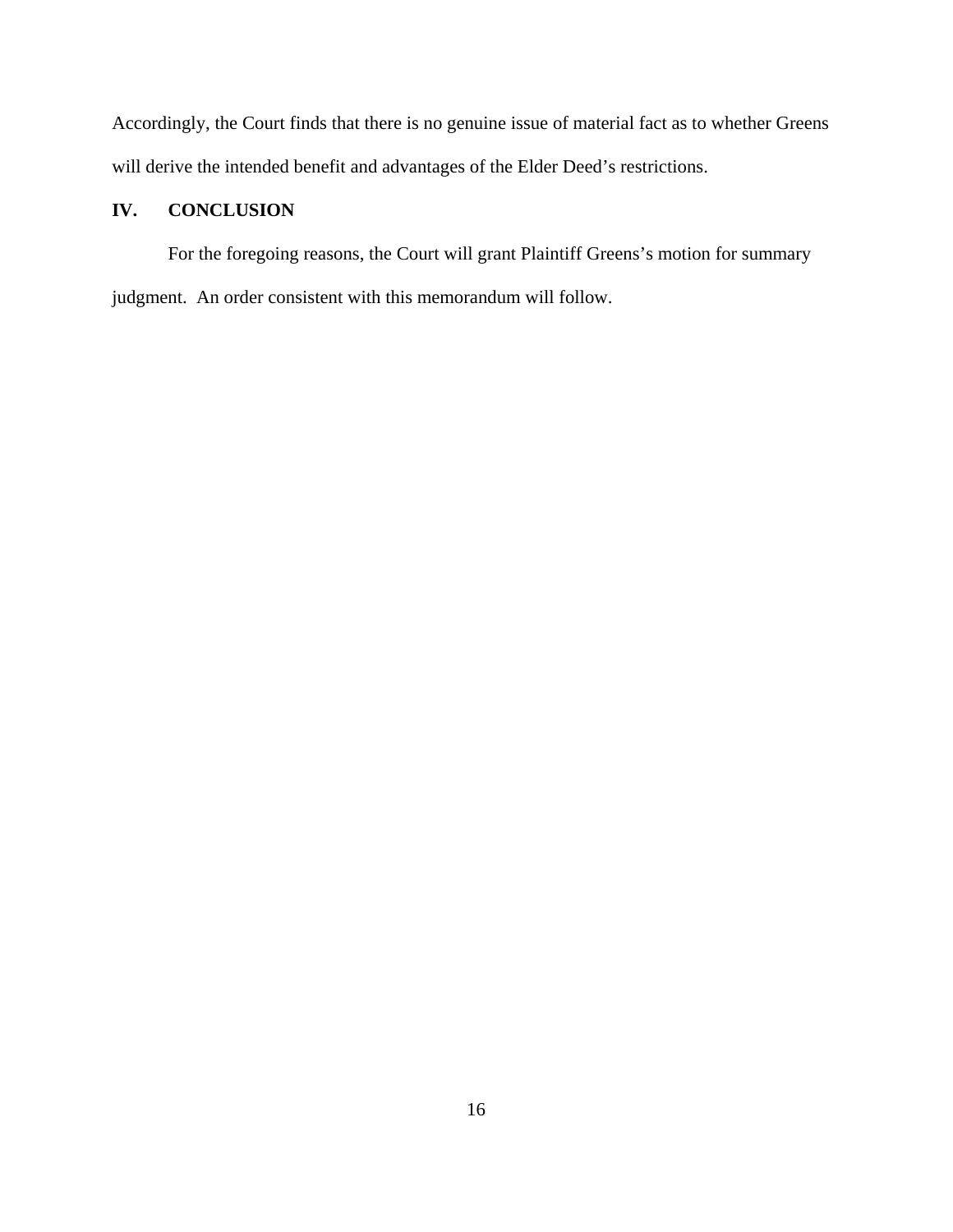Accordingly, the Court finds that there is no genuine issue of material fact as to whether Greens will derive the intended benefit and advantages of the Elder Deed's restrictions.

## IV. CONCLUSION

For the foregoing reasons, the Court will grant Plaintiff Greens's motion for summary judgment. An order consistent with this memorandum will follow.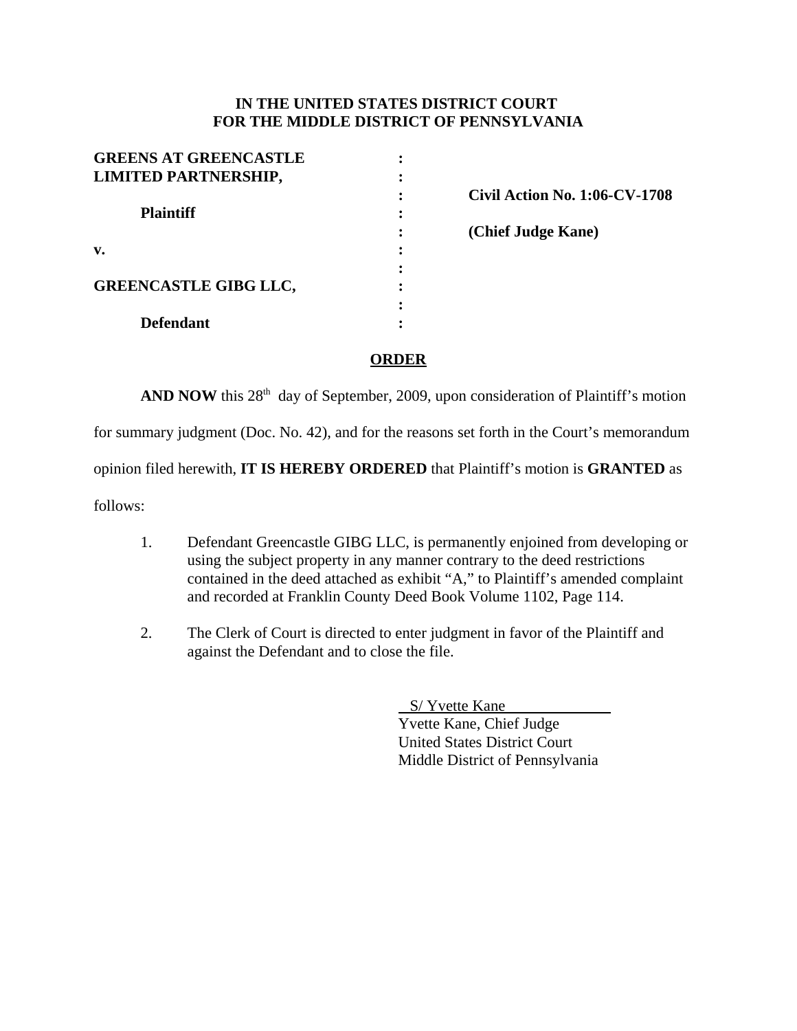**IN THE UNITED STATES DISTRICT COURT**
**FOR THE MIDDLE DISTRICT OF PENNSYLVANIA**

| | | |
|---|---|---|
| **GREENS AT GREENCASTLE LIMITED PARTNERSHIP,** | : | |
| | : | **Civil Action No. 1:06-CV-1708** |
| **Plaintiff** | : | |
| | : | **(Chief Judge Kane)** |
| **v.** | : | |
| | : | |
| **GREENCASTLE GIBG LLC,** | : | |
| | : | |
| **Defendant** | : | |

**ORDER**

**AND NOW** this 28th day of September, 2009, upon consideration of Plaintiff's motion for summary judgment (Doc. No. 42), and for the reasons set forth in the Court's memorandum opinion filed herewith, **IT IS HEREBY ORDERED** that Plaintiff's motion is **GRANTED** as follows:

1. Defendant Greencastle GIBG LLC, is permanently enjoined from developing or using the subject property in any manner contrary to the deed restrictions contained in the deed attached as exhibit "A," to Plaintiff's amended complaint and recorded at Franklin County Deed Book Volume 1102, Page 114.

2. The Clerk of Court is directed to enter judgment in favor of the Plaintiff and against the Defendant and to close the file.

S/ Yvette Kane
Yvette Kane, Chief Judge
United States District Court
Middle District of Pennsylvania